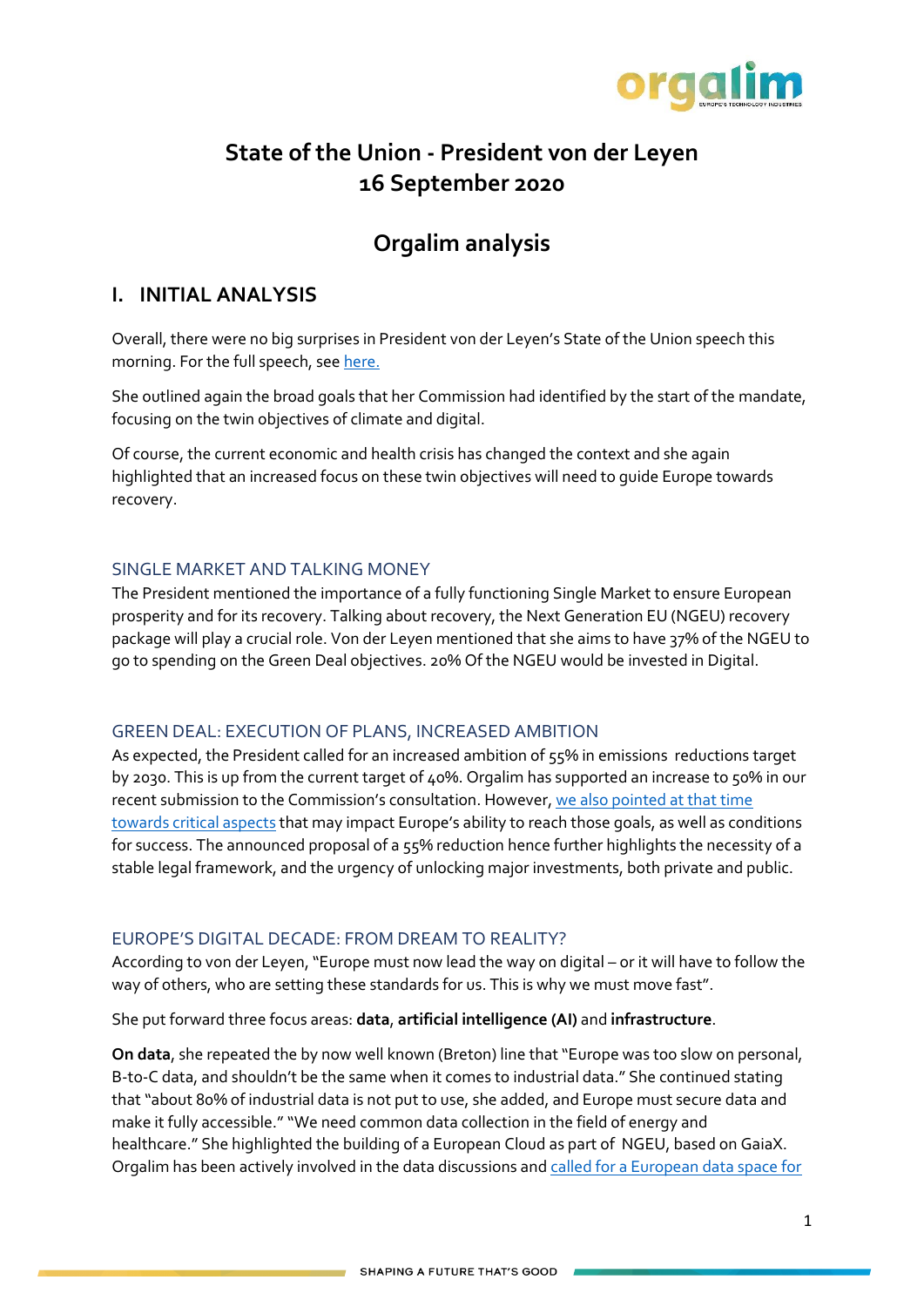# State of the Union - President von der Leyen
# 16 September 2020

# Orgalim analysis

## I. INITIAL ANALYSIS

Overall, there were no big surprises in President von der Leyen's State of the Union speech this morning. For the full speech, see [here.]

She outlined again the broad goals that her Commission had identified by the start of the mandate, focusing on the twin objectives of climate and digital.

Of course, the current economic and health crisis has changed the context and she again highlighted that an increased focus on these twin objectives will need to guide Europe towards recovery.

### SINGLE MARKET AND TALKING MONEY

The President mentioned the importance of a fully functioning Single Market to ensure European prosperity and for its recovery. Talking about recovery, the Next Generation EU (NGEU) recovery package will play a crucial role. Von der Leyen mentioned that she aims to have 37% of the NGEU to go to spending on the Green Deal objectives. 20% Of the NGEU would be invested in Digital.

### GREEN DEAL: EXECUTION OF PLANS, INCREASED AMBITION

As expected, the President called for an increased ambition of 55% in emissions reductions target by 2030. This is up from the current target of 40%. Orgalim has supported an increase to 50% in our recent submission to the Commission's consultation. However, [we also pointed at that time towards critical aspects] that may impact Europe's ability to reach those goals, as well as conditions for success. The announced proposal of a 55% reduction hence further highlights the necessity of a stable legal framework, and the urgency of unlocking major investments, both private and public.

### EUROPE'S DIGITAL DECADE: FROM DREAM TO REALITY?

According to von der Leyen, "Europe must now lead the way on digital – or it will have to follow the way of others, who are setting these standards for us. This is why we must move fast".

She put forward three focus areas: **data**, **artificial intelligence (AI)** and **infrastructure**.

**On data**, she repeated the by now well known (Breton) line that "Europe was too slow on personal, B-to-C data, and shouldn't be the same when it comes to industrial data." She continued stating that "about 80% of industrial data is not put to use, she added, and Europe must secure data and make it fully accessible." "We need common data collection in the field of energy and healthcare." She highlighted the building of a European Cloud as part of NGEU, based on GaiaX. Orgalim has been actively involved in the data discussions and [called for a European data space for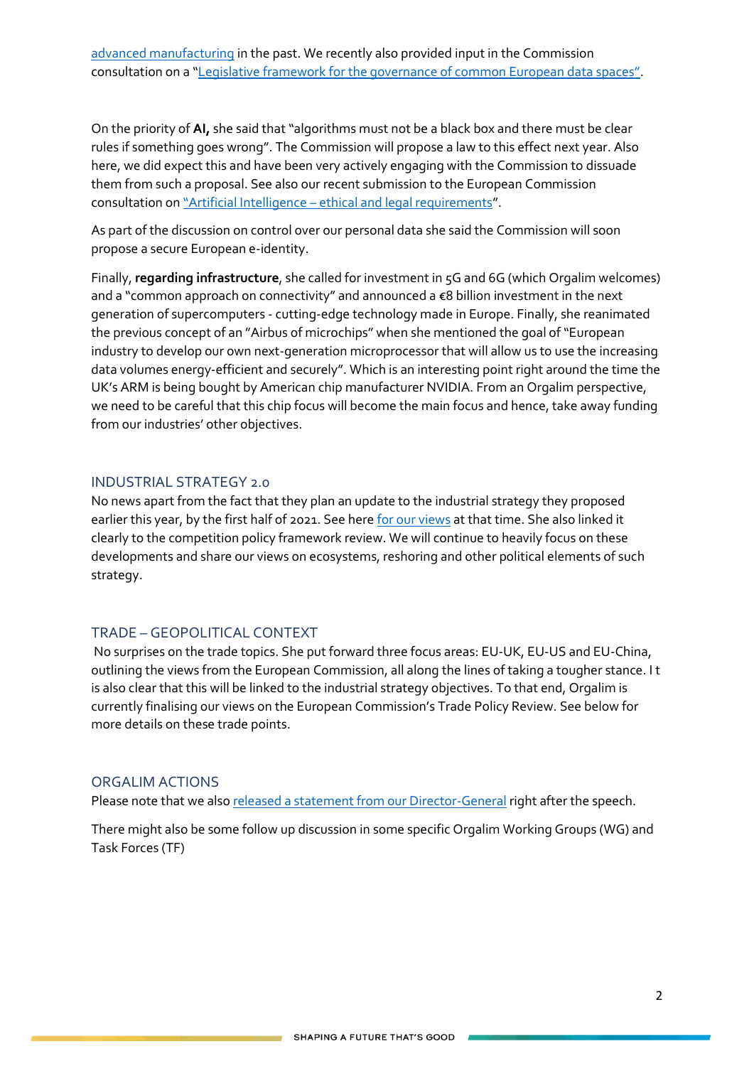advanced manufacturing in the past. We recently also provided input in the Commission consultation on a "Legislative framework for the governance of common European data spaces".

On the priority of **AI,** she said that "algorithms must not be a black box and there must be clear rules if something goes wrong". The Commission will propose a law to this effect next year. Also here, we did expect this and have been very actively engaging with the Commission to dissuade them from such a proposal. See also our recent submission to the European Commission consultation on "Artificial Intelligence – ethical and legal requirements".

As part of the discussion on control over our personal data she said the Commission will soon propose a secure European e-identity.

Finally, **regarding infrastructure**, she called for investment in 5G and 6G (which Orgalim welcomes) and a "common approach on connectivity" and announced a €8 billion investment in the next generation of supercomputers - cutting-edge technology made in Europe. Finally, she reanimated the previous concept of an "Airbus of microchips" when she mentioned the goal of "European industry to develop our own next-generation microprocessor that will allow us to use the increasing data volumes energy-efficient and securely". Which is an interesting point right around the time the UK's ARM is being bought by American chip manufacturer NVIDIA. From an Orgalim perspective, we need to be careful that this chip focus will become the main focus and hence, take away funding from our industries' other objectives.

## INDUSTRIAL STRATEGY 2.0

No news apart from the fact that they plan an update to the industrial strategy they proposed earlier this year, by the first half of 2021. See here for our views at that time. She also linked it clearly to the competition policy framework review. We will continue to heavily focus on these developments and share our views on ecosystems, reshoring and other political elements of such strategy.

## TRADE – GEOPOLITICAL CONTEXT

No surprises on the trade topics. She put forward three focus areas: EU-UK, EU-US and EU-China, outlining the views from the European Commission, all along the lines of taking a tougher stance. I t is also clear that this will be linked to the industrial strategy objectives. To that end, Orgalim is currently finalising our views on the European Commission's Trade Policy Review. See below for more details on these trade points.

## ORGALIM ACTIONS

Please note that we also released a statement from our Director-General right after the speech.

There might also be some follow up discussion in some specific Orgalim Working Groups (WG) and Task Forces (TF)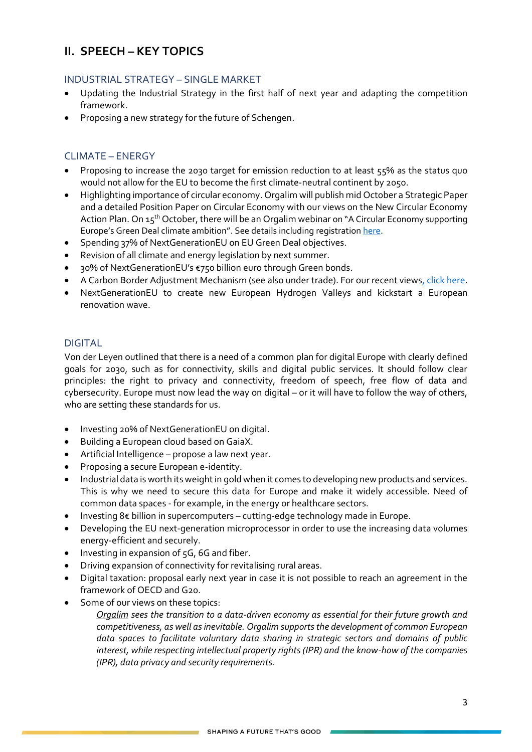## II. SPEECH – KEY TOPICS

### INDUSTRIAL STRATEGY – SINGLE MARKET

- Updating the Industrial Strategy in the first half of next year and adapting the competition framework.
- Proposing a new strategy for the future of Schengen.

### CLIMATE – ENERGY

- Proposing to increase the 2030 target for emission reduction to at least 55% as the status quo would not allow for the EU to become the first climate-neutral continent by 2050.
- Highlighting importance of circular economy. Orgalim will publish mid October a Strategic Paper and a detailed Position Paper on Circular Economy with our views on the New Circular Economy Action Plan. On 15th October, there will be an Orgalim webinar on "A Circular Economy supporting Europe's Green Deal climate ambition". See details including registration here.
- Spending 37% of NextGenerationEU on EU Green Deal objectives.
- Revision of all climate and energy legislation by next summer.
- 30% of NextGenerationEU's €750 billion euro through Green bonds.
- A Carbon Border Adjustment Mechanism (see also under trade). For our recent views, click here.
- NextGenerationEU to create new European Hydrogen Valleys and kickstart a European renovation wave.

### DIGITAL

Von der Leyen outlined that there is a need of a common plan for digital Europe with clearly defined goals for 2030, such as for connectivity, skills and digital public services. It should follow clear principles: the right to privacy and connectivity, freedom of speech, free flow of data and cybersecurity. Europe must now lead the way on digital – or it will have to follow the way of others, who are setting these standards for us.

- Investing 20% of NextGenerationEU on digital.
- Building a European cloud based on GaiaX.
- Artificial Intelligence – propose a law next year.
- Proposing a secure European e-identity.
- Industrial data is worth its weight in gold when it comes to developing new products and services. This is why we need to secure this data for Europe and make it widely accessible. Need of common data spaces - for example, in the energy or healthcare sectors.
- Investing 8€ billion in supercomputers – cutting-edge technology made in Europe.
- Developing the EU next-generation microprocessor in order to use the increasing data volumes energy-efficient and securely.
- Investing in expansion of 5G, 6G and fiber.
- Driving expansion of connectivity for revitalising rural areas.
- Digital taxation: proposal early next year in case it is not possible to reach an agreement in the framework of OECD and G20.
- Some of our views on these topics:

  *Orgalim sees the transition to a data-driven economy as essential for their future growth and competitiveness, as well as inevitable. Orgalim supports the development of common European data spaces to facilitate voluntary data sharing in strategic sectors and domains of public interest, while respecting intellectual property rights (IPR) and the know-how of the companies (IPR), data privacy and security requirements.*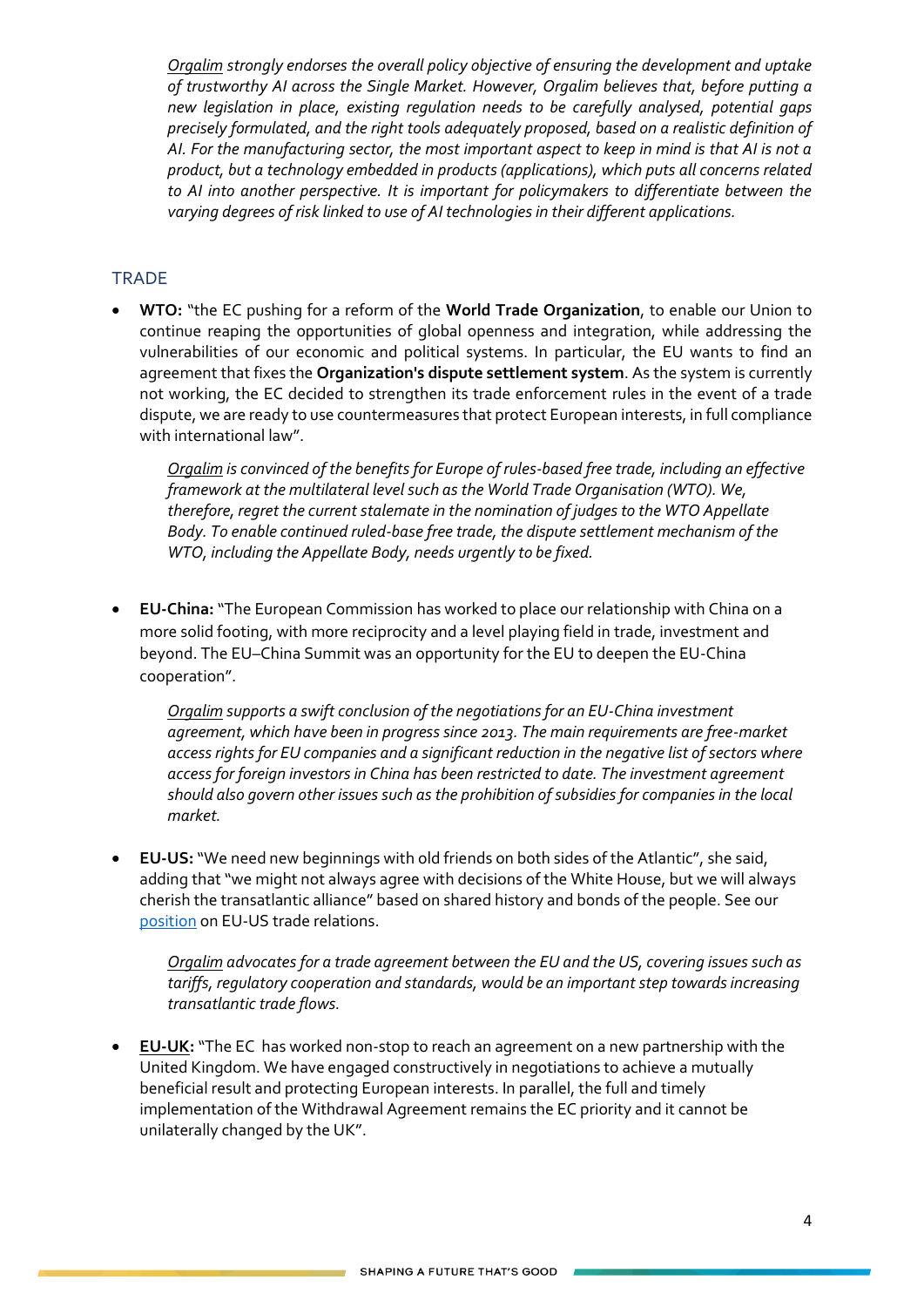*Orgalim strongly endorses the overall policy objective of ensuring the development and uptake of trustworthy AI across the Single Market. However, Orgalim believes that, before putting a new legislation in place, existing regulation needs to be carefully analysed, potential gaps precisely formulated, and the right tools adequately proposed, based on a realistic definition of AI. For the manufacturing sector, the most important aspect to keep in mind is that AI is not a product, but a technology embedded in products (applications), which puts all concerns related to AI into another perspective. It is important for policymakers to differentiate between the varying degrees of risk linked to use of AI technologies in their different applications.*

## TRADE

- **WTO:** "the EC pushing for a reform of the **World Trade Organization**, to enable our Union to continue reaping the opportunities of global openness and integration, while addressing the vulnerabilities of our economic and political systems. In particular, the EU wants to find an agreement that fixes the **Organization's dispute settlement system**. As the system is currently not working, the EC decided to strengthen its trade enforcement rules in the event of a trade dispute, we are ready to use countermeasures that protect European interests, in full compliance with international law".

  *Orgalim is convinced of the benefits for Europe of rules-based free trade, including an effective framework at the multilateral level such as the World Trade Organisation (WTO). We, therefore, regret the current stalemate in the nomination of judges to the WTO Appellate Body. To enable continued ruled-base free trade, the dispute settlement mechanism of the WTO, including the Appellate Body, needs urgently to be fixed.*

- **EU-China:** "The European Commission has worked to place our relationship with China on a more solid footing, with more reciprocity and a level playing field in trade, investment and beyond. The EU–China Summit was an opportunity for the EU to deepen the EU-China cooperation".

  *Orgalim supports a swift conclusion of the negotiations for an EU-China investment agreement, which have been in progress since 2013. The main requirements are free-market access rights for EU companies and a significant reduction in the negative list of sectors where access for foreign investors in China has been restricted to date. The investment agreement should also govern other issues such as the prohibition of subsidies for companies in the local market.*

- **EU-US:** "We need new beginnings with old friends on both sides of the Atlantic", she said, adding that "we might not always agree with decisions of the White House, but we will always cherish the transatlantic alliance" based on shared history and bonds of the people. See our position on EU-US trade relations.

  *Orgalim advocates for a trade agreement between the EU and the US, covering issues such as tariffs, regulatory cooperation and standards, would be an important step towards increasing transatlantic trade flows.*

- **EU-UK:** "The EC has worked non-stop to reach an agreement on a new partnership with the United Kingdom. We have engaged constructively in negotiations to achieve a mutually beneficial result and protecting European interests. In parallel, the full and timely implementation of the Withdrawal Agreement remains the EC priority and it cannot be unilaterally changed by the UK".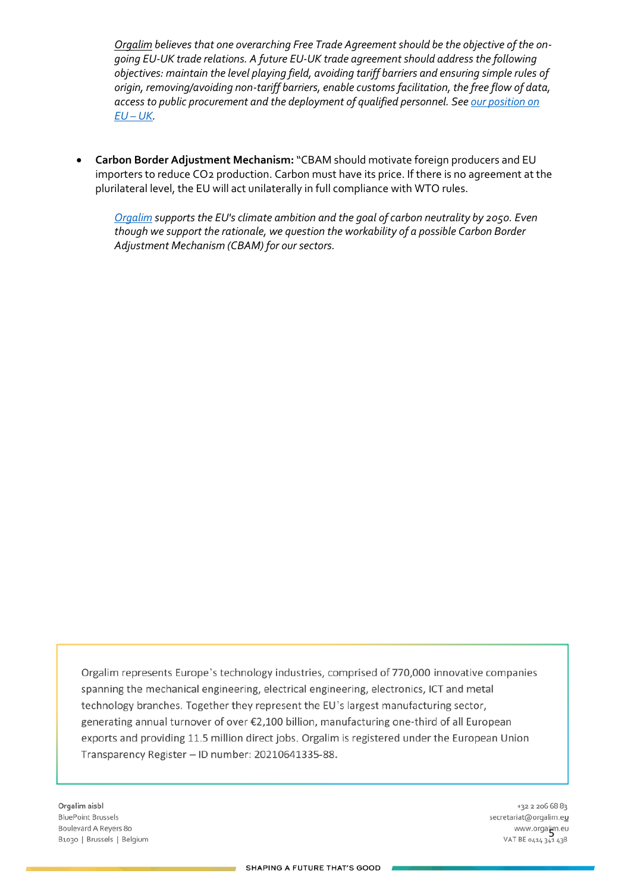*Orgalim believes that one overarching Free Trade Agreement should be the objective of the on-going EU-UK trade relations. A future EU-UK trade agreement should address the following objectives: maintain the level playing field, avoiding tariff barriers and ensuring simple rules of origin, removing/avoiding non-tariff barriers, enable customs facilitation, the free flow of data, access to public procurement and the deployment of qualified personnel. See our position on EU – UK.*

- **Carbon Border Adjustment Mechanism:** "CBAM should motivate foreign producers and EU importers to reduce $CO_2$ production. Carbon must have its price. If there is no agreement at the plurilateral level, the EU will act unilaterally in full compliance with WTO rules.

  *Orgalim supports the EU's climate ambition and the goal of carbon neutrality by 2050. Even though we support the rationale, we question the workability of a possible Carbon Border Adjustment Mechanism (CBAM) for our sectors.*

Orgalim represents Europe`s technology industries, comprised of 770,000 innovative companies spanning the mechanical engineering, electrical engineering, electronics, ICT and metal technology branches. Together they represent the EU`s largest manufacturing sector, generating annual turnover of over €2,100 billion, manufacturing one-third of all European exports and providing 11.5 million direct jobs. Orgalim is registered under the European Union Transparency Register – ID number: 20210641335-88.

Orgalim aisbl
BluePoint Brussels
Boulevard A Reyers 80
B1030 | Brussels | Belgium

+32 2 206 68 83
secretariat@orgalim.eu
www.orgalim.eu
VAT BE 0414 341 438

SHAPING A FUTURE THAT'S GOOD